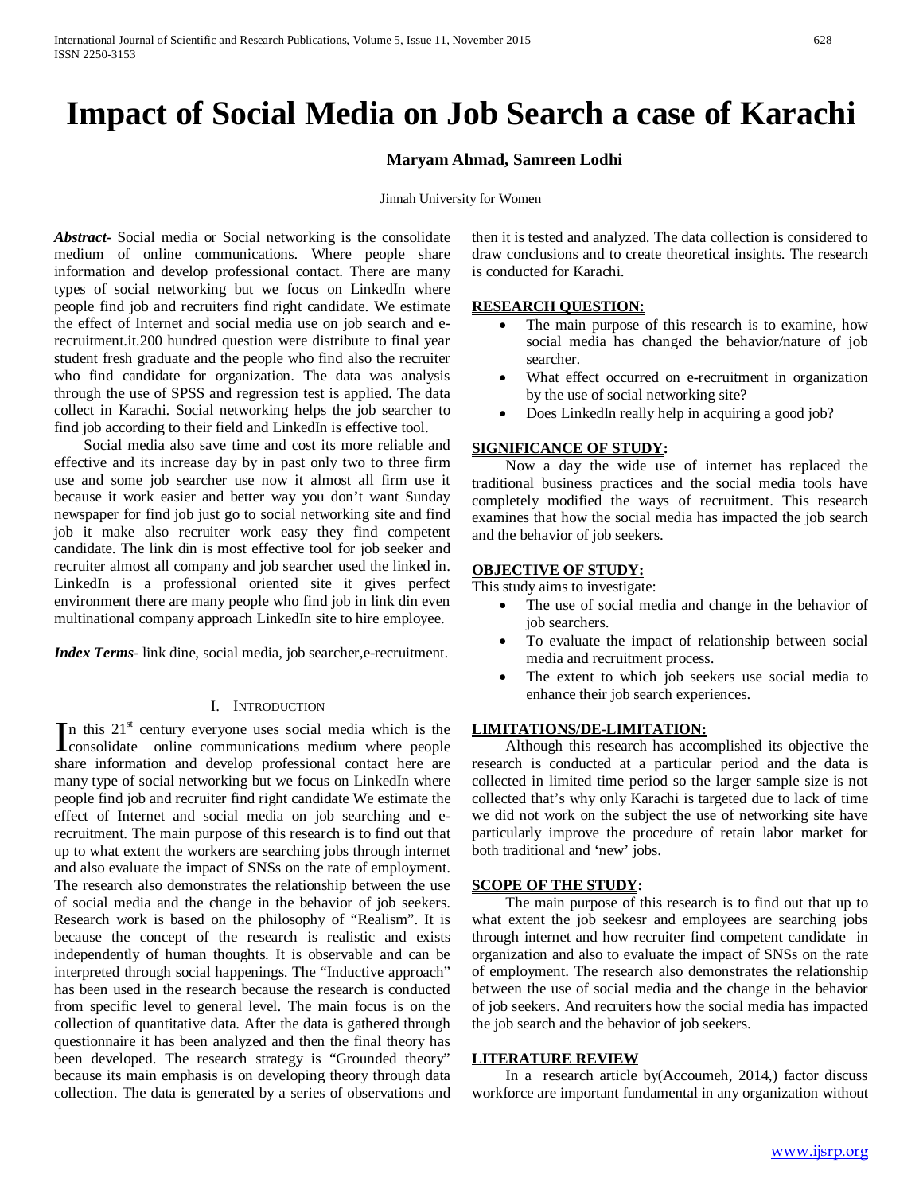# Impact of Social Media on Job Search a case of Karachi

**Maryam Ahmad, Samreen Lodhi**

Jinnah University for Women

***Abstract*-** Social media or Social networking is the consolidate medium of online communications. Where people share information and develop professional contact. There are many types of social networking but we focus on LinkedIn where people find job and recruiters find right candidate. We estimate the effect of Internet and social media use on job search and e-recruitment.it.200 hundred question were distribute to final year student fresh graduate and the people who find also the recruiter who find candidate for organization. The data was analysis through the use of SPSS and regression test is applied. The data collect in Karachi. Social networking helps the job searcher to find job according to their field and LinkedIn is effective tool.

Social media also save time and cost its more reliable and effective and its increase day by in past only two to three firm use and some job searcher use now it almost all firm use it because it work easier and better way you don't want Sunday newspaper for find job just go to social networking site and find job it make also recruiter work easy they find competent candidate. The link din is most effective tool for job seeker and recruiter almost all company and job searcher used the linked in. LinkedIn is a professional oriented site it gives perfect environment there are many people who find job in link din even multinational company approach LinkedIn site to hire employee.

***Index Terms*-** link dine, social media, job searcher,e-recruitment.

## I. Introduction

In this 21st century everyone uses social media which is the consolidate online communications medium where people share information and develop professional contact here are many type of social networking but we focus on LinkedIn where people find job and recruiter find right candidate We estimate the effect of Internet and social media on job searching and e-recruitment. The main purpose of this research is to find out that up to what extent the workers are searching jobs through internet and also evaluate the impact of SNSs on the rate of employment. The research also demonstrates the relationship between the use of social media and the change in the behavior of job seekers. Research work is based on the philosophy of "Realism". It is because the concept of the research is realistic and exists independently of human thoughts. It is observable and can be interpreted through social happenings. The "Inductive approach" has been used in the research because the research is conducted from specific level to general level. The main focus is on the collection of quantitative data. After the data is gathered through questionnaire it has been analyzed and then the final theory has been developed. The research strategy is "Grounded theory" because its main emphasis is on developing theory through data collection. The data is generated by a series of observations and then it is tested and analyzed. The data collection is considered to draw conclusions and to create theoretical insights. The research is conducted for Karachi.

**RESEARCH QUESTION:**

- The main purpose of this research is to examine, how social media has changed the behavior/nature of job searcher.
- What effect occurred on e-recruitment in organization by the use of social networking site?
- Does LinkedIn really help in acquiring a good job?

**SIGNIFICANCE OF STUDY:**

Now a day the wide use of internet has replaced the traditional business practices and the social media tools have completely modified the ways of recruitment. This research examines that how the social media has impacted the job search and the behavior of job seekers.

**OBJECTIVE OF STUDY:**

This study aims to investigate:

- The use of social media and change in the behavior of job searchers.
- To evaluate the impact of relationship between social media and recruitment process.
- The extent to which job seekers use social media to enhance their job search experiences.

**LIMITATIONS/DE-LIMITATION:**

Although this research has accomplished its objective the research is conducted at a particular period and the data is collected in limited time period so the larger sample size is not collected that's why only Karachi is targeted due to lack of time we did not work on the subject the use of networking site have particularly improve the procedure of retain labor market for both traditional and 'new' jobs.

**SCOPE OF THE STUDY:**

The main purpose of this research is to find out that up to what extent the job seekesr and employees are searching jobs through internet and how recruiter find competent candidate in organization and also to evaluate the impact of SNSs on the rate of employment. The research also demonstrates the relationship between the use of social media and the change in the behavior of job seekers. And recruiters how the social media has impacted the job search and the behavior of job seekers.

**LITERATURE REVIEW**

In a research article by(Accoumeh, 2014,) factor discuss workforce are important fundamental in any organization without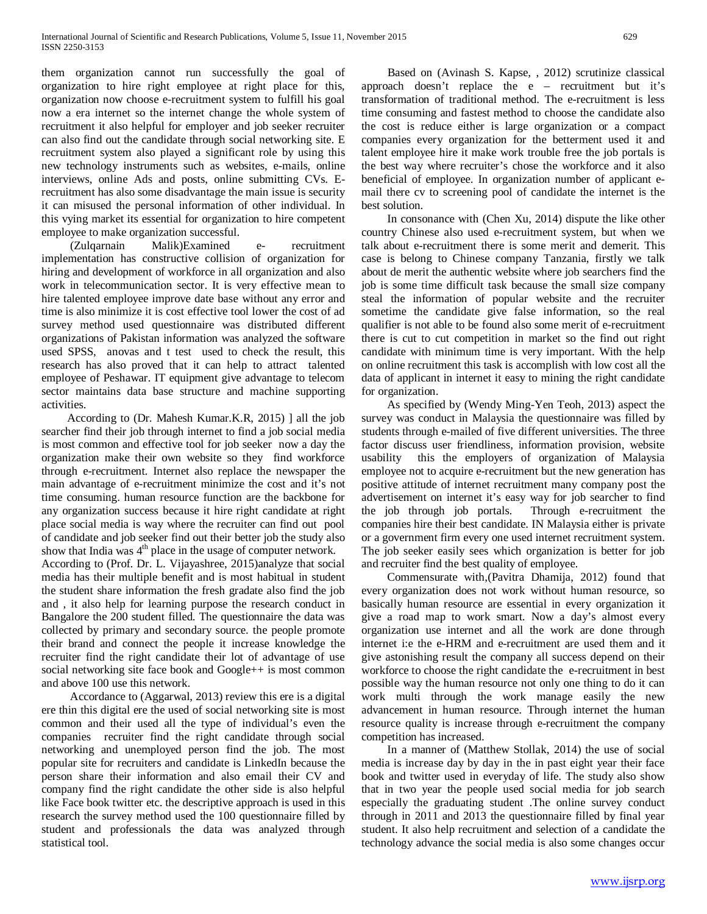them organization cannot run successfully the goal of organization to hire right employee at right place for this, organization now choose e-recruitment system to fulfill his goal now a era internet so the internet change the whole system of recruitment it also helpful for employer and job seeker recruiter can also find out the candidate through social networking site. E recruitment system also played a significant role by using this new technology instruments such as websites, e-mails, online interviews, online Ads and posts, online submitting CVs. E-recruitment has also some disadvantage the main issue is security it can misused the personal information of other individual. In this vying market its essential for organization to hire competent employee to make organization successful.

(Zulqarnain Malik)Examined e- recruitment implementation has constructive collision of organization for hiring and development of workforce in all organization and also work in telecommunication sector. It is very effective mean to hire talented employee improve date base without any error and time is also minimize it is cost effective tool lower the cost of ad survey method used questionnaire was distributed different organizations of Pakistan information was analyzed the software used SPSS, anovas and t test used to check the result, this research has also proved that it can help to attract talented employee of Peshawar. IT equipment give advantage to telecom sector maintains data base structure and machine supporting activities.

According to (Dr. Mahesh Kumar.K.R, 2015) ] all the job searcher find their job through internet to find a job social media is most common and effective tool for job seeker now a day the organization make their own website so they find workforce through e-recruitment. Internet also replace the newspaper the main advantage of e-recruitment minimize the cost and it's not time consuming. human resource function are the backbone for any organization success because it hire right candidate at right place social media is way where the recruiter can find out pool of candidate and job seeker find out their better job the study also show that India was 4th place in the usage of computer network.

According to (Prof. Dr. L. Vijayashree, 2015)analyze that social media has their multiple benefit and is most habitual in student the student share information the fresh gradate also find the job and , it also help for learning purpose the research conduct in Bangalore the 200 student filled. The questionnaire the data was collected by primary and secondary source. the people promote their brand and connect the people it increase knowledge the recruiter find the right candidate their lot of advantage of use social networking site face book and Google++ is most common and above 100 use this network.

Accordance to (Aggarwal, 2013) review this ere is a digital ere thin this digital ere the used of social networking site is most common and their used all the type of individual's even the companies recruiter find the right candidate through social networking and unemployed person find the job. The most popular site for recruiters and candidate is LinkedIn because the person share their information and also email their CV and company find the right candidate the other side is also helpful like Face book twitter etc. the descriptive approach is used in this research the survey method used the 100 questionnaire filled by student and professionals the data was analyzed through statistical tool.

Based on (Avinash S. Kapse, , 2012) scrutinize classical approach doesn't replace the e – recruitment but it's transformation of traditional method. The e-recruitment is less time consuming and fastest method to choose the candidate also the cost is reduce either is large organization or a compact companies every organization for the betterment used it and talent employee hire it make work trouble free the job portals is the best way where recruiter's chose the workforce and it also beneficial of employee. In organization number of applicant e-mail there cv to screening pool of candidate the internet is the best solution.

In consonance with (Chen Xu, 2014) dispute the like other country Chinese also used e-recruitment system, but when we talk about e-recruitment there is some merit and demerit. This case is belong to Chinese company Tanzania, firstly we talk about de merit the authentic website where job searchers find the job is some time difficult task because the small size company steal the information of popular website and the recruiter sometime the candidate give false information, so the real qualifier is not able to be found also some merit of e-recruitment there is cut to cut competition in market so the find out right candidate with minimum time is very important. With the help on online recruitment this task is accomplish with low cost all the data of applicant in internet it easy to mining the right candidate for organization.

As specified by (Wendy Ming-Yen Teoh, 2013) aspect the survey was conduct in Malaysia the questionnaire was filled by students through e-mailed of five different universities. The three factor discuss user friendliness, information provision, website usability this the employers of organization of Malaysia employee not to acquire e-recruitment but the new generation has positive attitude of internet recruitment many company post the advertisement on internet it's easy way for job searcher to find the job through job portals. Through e-recruitment the companies hire their best candidate. IN Malaysia either is private or a government firm every one used internet recruitment system. The job seeker easily sees which organization is better for job and recruiter find the best quality of employee.

Commensurate with,(Pavitra Dhamija, 2012) found that every organization does not work without human resource, so basically human resource are essential in every organization it give a road map to work smart. Now a day's almost every organization use internet and all the work are done through internet i:e the e-HRM and e-recruitment are used them and it give astonishing result the company all success depend on their workforce to choose the right candidate the e-recruitment in best possible way the human resource not only one thing to do it can work multi through the work manage easily the new advancement in human resource. Through internet the human resource quality is increase through e-recruitment the company competition has increased.

In a manner of (Matthew Stollak, 2014) the use of social media is increase day by day in the in past eight year their face book and twitter used in everyday of life. The study also show that in two year the people used social media for job search especially the graduating student .The online survey conduct through in 2011 and 2013 the questionnaire filled by final year student. It also help recruitment and selection of a candidate the technology advance the social media is also some changes occur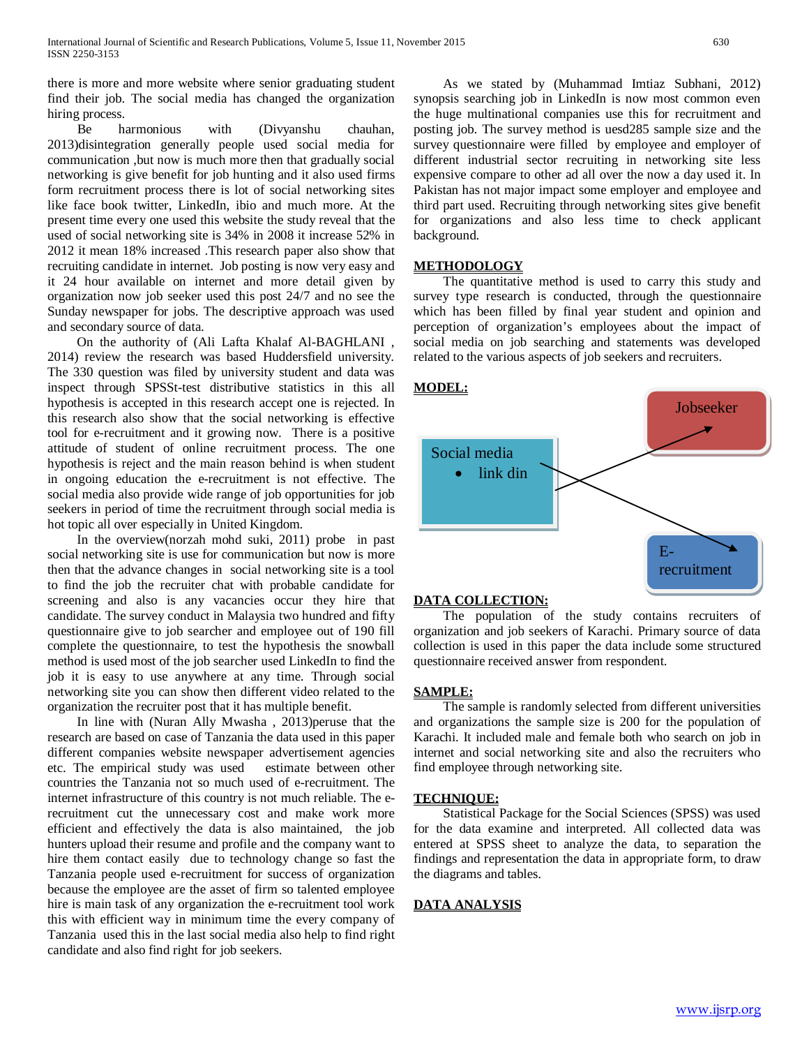there is more and more website where senior graduating student find their job. The social media has changed the organization hiring process.

Be harmonious with (Divyanshu chauhan, 2013)disintegration generally people used social media for communication ,but now is much more then that gradually social networking is give benefit for job hunting and it also used firms form recruitment process there is lot of social networking sites like face book twitter, LinkedIn, ibio and much more. At the present time every one used this website the study reveal that the used of social networking site is 34% in 2008 it increase 52% in 2012 it mean 18% increased .This research paper also show that recruiting candidate in internet. Job posting is now very easy and it 24 hour available on internet and more detail given by organization now job seeker used this post 24/7 and no see the Sunday newspaper for jobs. The descriptive approach was used and secondary source of data.

On the authority of (Ali Lafta Khalaf Al-BAGHLANI , 2014) review the research was based Huddersfield university. The 330 question was filed by university student and data was inspect through SPSSt-test distributive statistics in this all hypothesis is accepted in this research accept one is rejected. In this research also show that the social networking is effective tool for e-recruitment and it growing now. There is a positive attitude of student of online recruitment process. The one hypothesis is reject and the main reason behind is when student in ongoing education the e-recruitment is not effective. The social media also provide wide range of job opportunities for job seekers in period of time the recruitment through social media is hot topic all over especially in United Kingdom.

In the overview(norzah mohd suki, 2011) probe in past social networking site is use for communication but now is more then that the advance changes in social networking site is a tool to find the job the recruiter chat with probable candidate for screening and also is any vacancies occur they hire that candidate. The survey conduct in Malaysia two hundred and fifty questionnaire give to job searcher and employee out of 190 fill complete the questionnaire, to test the hypothesis the snowball method is used most of the job searcher used LinkedIn to find the job it is easy to use anywhere at any time. Through social networking site you can show then different video related to the organization the recruiter post that it has multiple benefit.

In line with (Nuran Ally Mwasha , 2013)peruse that the research are based on case of Tanzania the data used in this paper different companies website newspaper advertisement agencies etc. The empirical study was used estimate between other countries the Tanzania not so much used of e-recruitment. The internet infrastructure of this country is not much reliable. The e-recruitment cut the unnecessary cost and make work more efficient and effectively the data is also maintained, the job hunters upload their resume and profile and the company want to hire them contact easily due to technology change so fast the Tanzania people used e-recruitment for success of organization because the employee are the asset of firm so talented employee hire is main task of any organization the e-recruitment tool work this with efficient way in minimum time the every company of Tanzania used this in the last social media also help to find right candidate and also find right for job seekers.

As we stated by (Muhammad Imtiaz Subhani, 2012) synopsis searching job in LinkedIn is now most common even the huge multinational companies use this for recruitment and posting job. The survey method is uesd285 sample size and the survey questionnaire were filled by employee and employer of different industrial sector recruiting in networking site less expensive compare to other ad all over the now a day used it. In Pakistan has not major impact some employer and employee and third part used. Recruiting through networking sites give benefit for organizations and also less time to check applicant background.

## METHODOLOGY

The quantitative method is used to carry this study and survey type research is conducted, through the questionnaire which has been filled by final year student and opinion and perception of organization's employees about the impact of social media on job searching and statements was developed related to the various aspects of job seekers and recruiters.

## MODEL:

Social media
- link din

Jobseeker

E-recruitment

## DATA COLLECTION:

The population of the study contains recruiters of organization and job seekers of Karachi. Primary source of data collection is used in this paper the data include some structured questionnaire received answer from respondent.

## SAMPLE:

The sample is randomly selected from different universities and organizations the sample size is 200 for the population of Karachi. It included male and female both who search on job in internet and social networking site and also the recruiters who find employee through networking site.

## TECHNIQUE:

Statistical Package for the Social Sciences (SPSS) was used for the data examine and interpreted. All collected data was entered at SPSS sheet to analyze the data, to separation the findings and representation the data in appropriate form, to draw the diagrams and tables.

## DATA ANALYSIS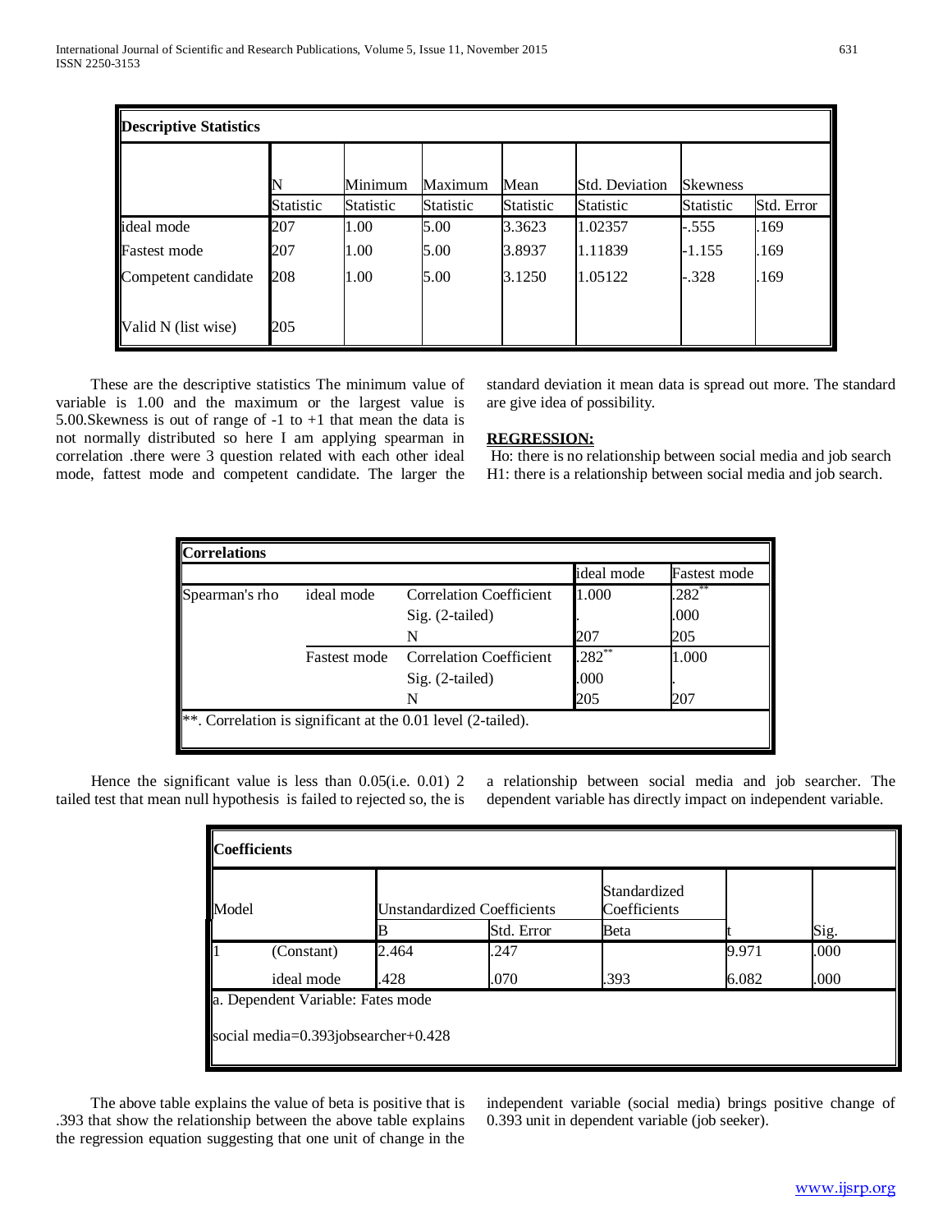| Descriptive Statistics | | | | | | | |
|---|---|---|---|---|---|---|---|
| | N | Minimum | Maximum | Mean | Std. Deviation | Skewness | |
| | Statistic | Statistic | Statistic | Statistic | Statistic | Statistic | Std. Error |
| ideal mode | 207 | 1.00 | 5.00 | 3.3623 | 1.02357 | -.555 | .169 |
| Fastest mode | 207 | 1.00 | 5.00 | 3.8937 | 1.11839 | -1.155 | .169 |
| Competent candidate | 208 | 1.00 | 5.00 | 3.1250 | 1.05122 | -.328 | .169 |
| Valid N (list wise) | 205 | | | | | | |

These are the descriptive statistics The minimum value of variable is 1.00 and the maximum or the largest value is 5.00.Skewness is out of range of -1 to +1 that mean the data is not normally distributed so here I am applying spearman in correlation .there were 3 question related with each other ideal mode, fattest mode and competent candidate. The larger the standard deviation it mean data is spread out more. The standard are give idea of possibility.

**REGRESSION:**

Ho: there is no relationship between social media and job search
H1: there is a relationship between social media and job search.

| Correlations | | | | |
|---|---|---|---|---|
| | | | ideal mode | Fastest mode |
| Spearman's rho | ideal mode | Correlation Coefficient | 1.000 | .282** |
| | | Sig. (2-tailed) | . | .000 |
| | | N | 207 | 205 |
| | Fastest mode | Correlation Coefficient | .282** | 1.000 |
| | | Sig. (2-tailed) | .000 | . |
| | | N | 205 | 207 |
| **. Correlation is significant at the 0.01 level (2-tailed). | | | | |

Hence the significant value is less than 0.05(i.e. 0.01) 2 tailed test that mean null hypothesis is failed to rejected so, the is a relationship between social media and job searcher. The dependent variable has directly impact on independent variable.

| Coefficients | | | | | | |
|---|---|---|---|---|---|---|
| Model | | Unstandardized Coefficients | | Standardized Coefficients | | |
| | | B | Std. Error | Beta | t | Sig. |
| 1 | (Constant) | 2.464 | .247 | | 9.971 | .000 |
| | ideal mode | .428 | .070 | .393 | 6.082 | .000 |
| a. Dependent Variable: Fates mode | | | | | | |
| social media=0.393jobsearcher+0.428 | | | | | | |

The above table explains the value of beta is positive that is .393 that show the relationship between the above table explains the regression equation suggesting that one unit of change in the independent variable (social media) brings positive change of 0.393 unit in dependent variable (job seeker).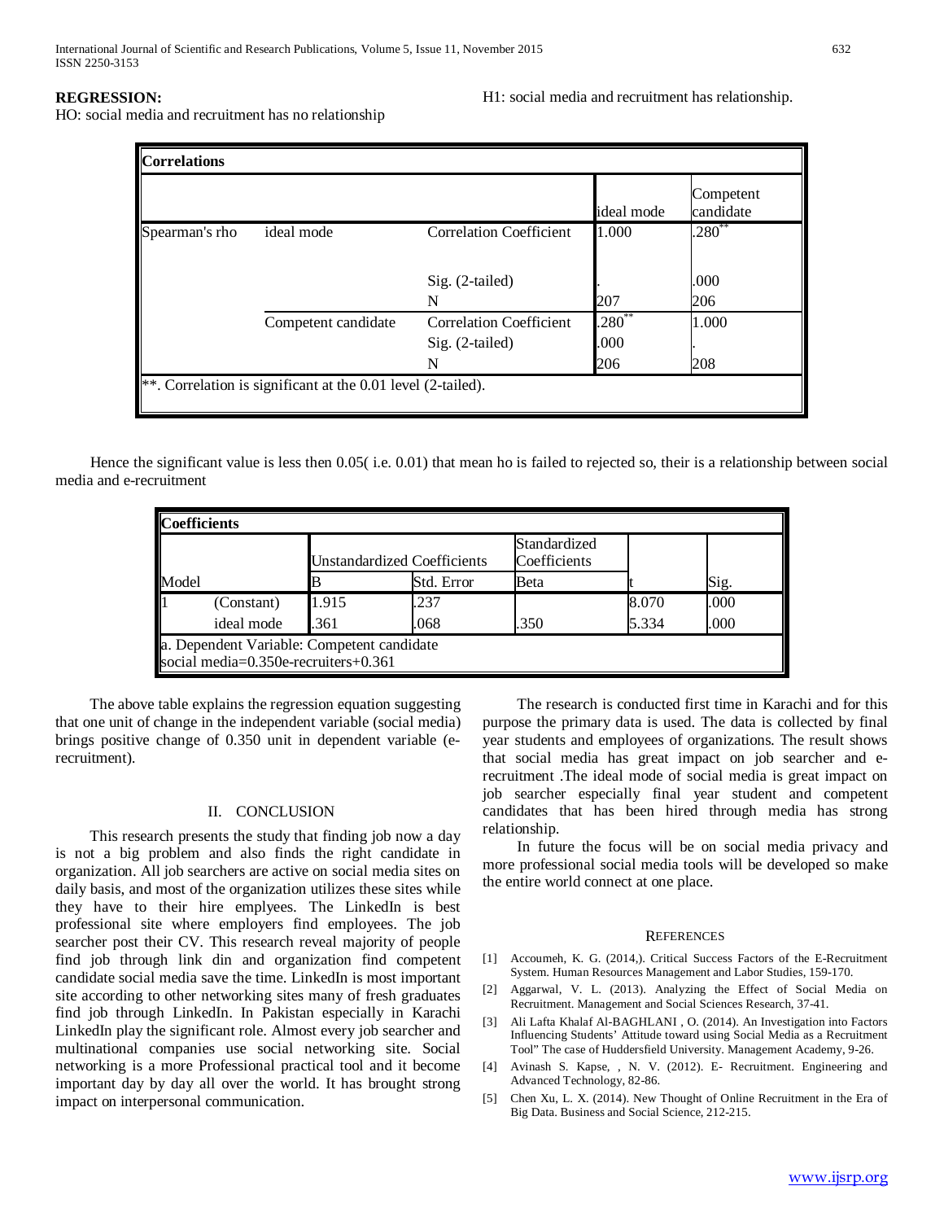**REGRESSION:**

HO: social media and recruitment has no relationship

H1: social media and recruitment has relationship.

| Correlations | | | | |
|---|---|---|---|---|
| | | | ideal mode | Competent candidate |
| Spearman's rho | ideal mode | Correlation Coefficient | 1.000 | .280** |
| | | Sig. (2-tailed) | . | .000 |
| | | N | 207 | 206 |
| | Competent candidate | Correlation Coefficient | .280** | 1.000 |
| | | Sig. (2-tailed) | .000 | . |
| | | N | 206 | 208 |
| **. Correlation is significant at the 0.01 level (2-tailed). | | | | |

Hence the significant value is less then 0.05( i.e. 0.01) that mean ho is failed to rejected so, their is a relationship between social media and e-recruitment

| Coefficients | | | | | | |
|---|---|---|---|---|---|---|
| | | Unstandardized Coefficients | | Standardized Coefficients | | |
| Model | | B | Std. Error | Beta | t | Sig. |
| 1 | (Constant) | 1.915 | .237 | | 8.070 | .000 |
| | ideal mode | .361 | .068 | .350 | 5.334 | .000 |
| a. Dependent Variable: Competent candidate social media=0.350e-recruiters+0.361 | | | | | | |

The above table explains the regression equation suggesting that one unit of change in the independent variable (social media) brings positive change of 0.350 unit in dependent variable (e-recruitment).

## II. CONCLUSION

This research presents the study that finding job now a day is not a big problem and also finds the right candidate in organization. All job searchers are active on social media sites on daily basis, and most of the organization utilizes these sites while they have to their hire emplyees. The LinkedIn is best professional site where employers find employees. The job searcher post their CV. This research reveal majority of people find job through link din and organization find competent candidate social media save the time. LinkedIn is most important site according to other networking sites many of fresh graduates find job through LinkedIn. In Pakistan especially in Karachi LinkedIn play the significant role. Almost every job searcher and multinational companies use social networking site. Social networking is a more Professional practical tool and it become important day by day all over the world. It has brought strong impact on interpersonal communication.

The research is conducted first time in Karachi and for this purpose the primary data is used. The data is collected by final year students and employees of organizations. The result shows that social media has great impact on job searcher and e-recruitment .The ideal mode of social media is great impact on job searcher especially final year student and competent candidates that has been hired through media has strong relationship.

In future the focus will be on social media privacy and more professional social media tools will be developed so make the entire world connect at one place.

## REFERENCES

[1] Accoumeh, K. G. (2014,). Critical Success Factors of the E-Recruitment System. Human Resources Management and Labor Studies, 159-170.

[2] Aggarwal, V. L. (2013). Analyzing the Effect of Social Media on Recruitment. Management and Social Sciences Research, 37-41.

[3] Ali Lafta Khalaf Al-BAGHLANI , O. (2014). An Investigation into Factors Influencing Students' Attitude toward using Social Media as a Recruitment Tool" The case of Huddersfield University. Management Academy, 9-26.

[4] Avinash S. Kapse, , N. V. (2012). E- Recruitment. Engineering and Advanced Technology, 82-86.

[5] Chen Xu, L. X. (2014). New Thought of Online Recruitment in the Era of Big Data. Business and Social Science, 212-215.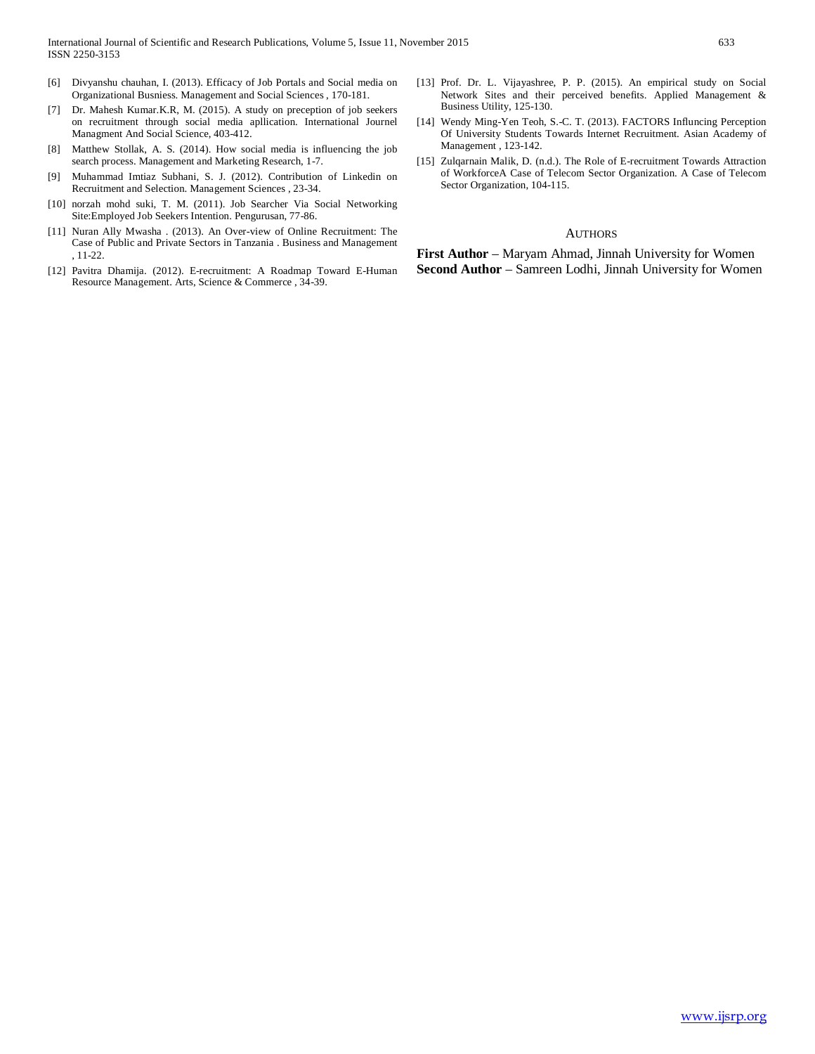[6] Divyanshu chauhan, I. (2013). Efficacy of Job Portals and Social media on Organizational Busniess. Management and Social Sciences , 170-181.

[7] Dr. Mahesh Kumar.K.R, M. (2015). A study on preception of job seekers on recruitment through social media apllication. International Journel Managment And Social Science, 403-412.

[8] Matthew Stollak, A. S. (2014). How social media is influencing the job search process. Management and Marketing Research, 1-7.

[9] Muhammad Imtiaz Subhani, S. J. (2012). Contribution of Linkedin on Recruitment and Selection. Management Sciences , 23-34.

[10] norzah mohd suki, T. M. (2011). Job Searcher Via Social Networking Site:Employed Job Seekers Intention. Pengurusan, 77-86.

[11] Nuran Ally Mwasha . (2013). An Over-view of Online Recruitment: The Case of Public and Private Sectors in Tanzania . Business and Management , 11-22.

[12] Pavitra Dhamija. (2012). E-recruitment: A Roadmap Toward E-Human Resource Management. Arts, Science & Commerce , 34-39.

[13] Prof. Dr. L. Vijayashree, P. P. (2015). An empirical study on Social Network Sites and their perceived benefits. Applied Management & Business Utility, 125-130.

[14] Wendy Ming-Yen Teoh, S.-C. T. (2013). FACTORS Influncing Perception Of University Students Towards Internet Recruitment. Asian Academy of Management , 123-142.

[15] Zulqarnain Malik, D. (n.d.). The Role of E-recruitment Towards Attraction of WorkforceA Case of Telecom Sector Organization. A Case of Telecom Sector Organization, 104-115.

## AUTHORS

**First Author** – Maryam Ahmad, Jinnah University for Women

**Second Author** – Samreen Lodhi, Jinnah University for Women